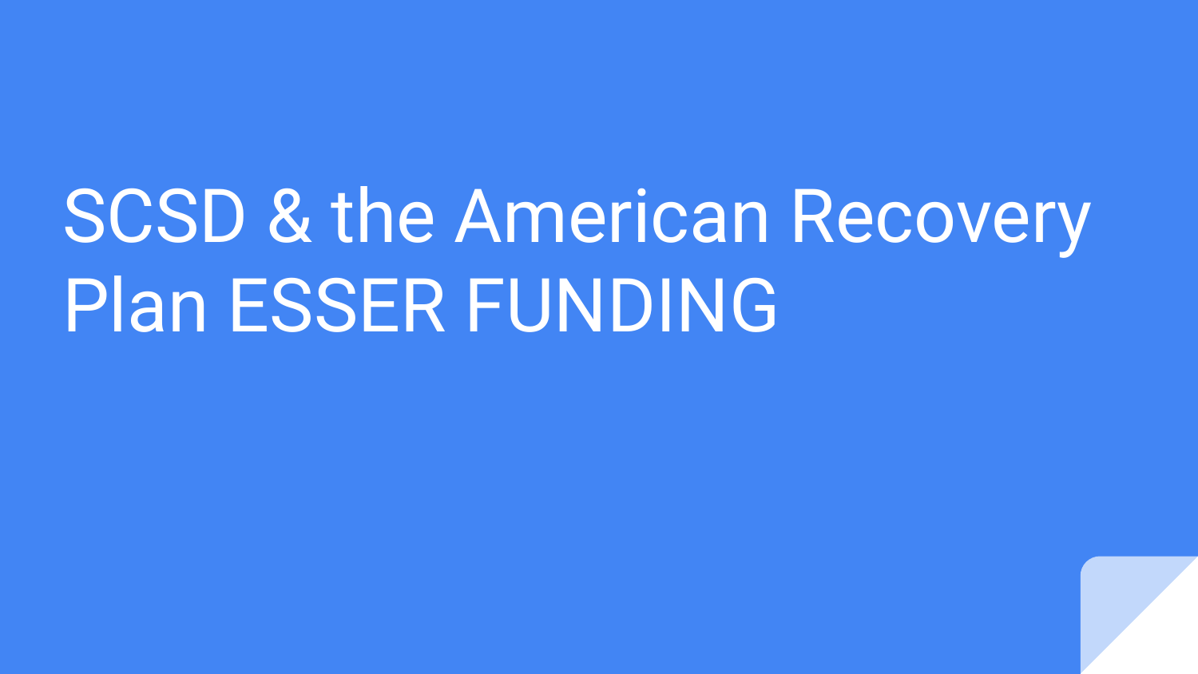# SCSD & the American Recovery Plan ESSER FUNDING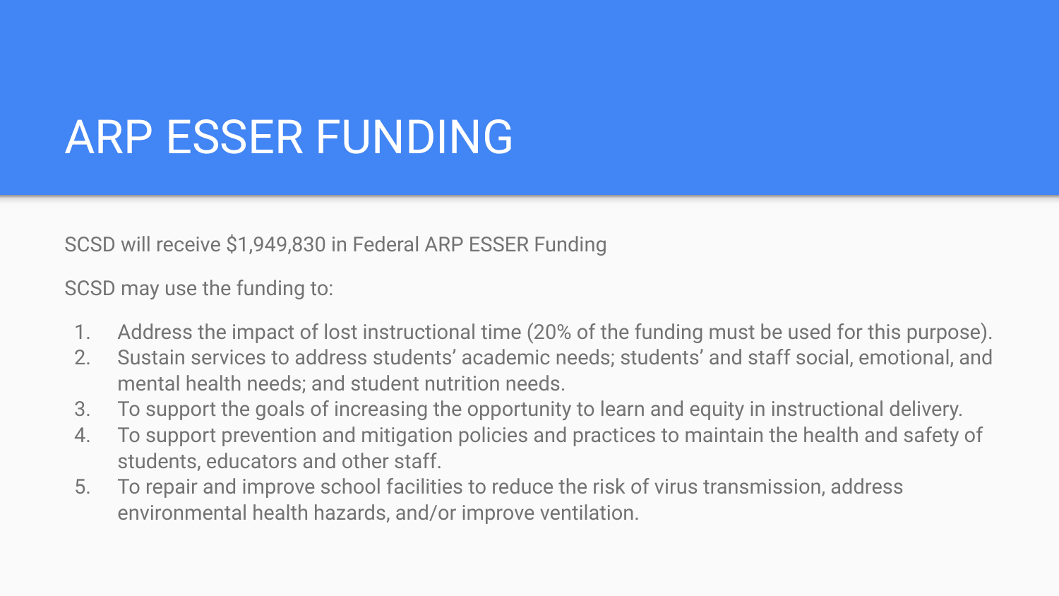# ARP ESSER FUNDING

SCSD will receive $1,949,830 in Federal ARP ESSER Funding

SCSD may use the funding to:

1. Address the impact of lost instructional time (20% of the funding must be used for this purpose).
2. Sustain services to address students' academic needs; students' and staff social, emotional, and mental health needs; and student nutrition needs.
3. To support the goals of increasing the opportunity to learn and equity in instructional delivery.
4. To support prevention and mitigation policies and practices to maintain the health and safety of students, educators and other staff.
5. To repair and improve school facilities to reduce the risk of virus transmission, address environmental health hazards, and/or improve ventilation.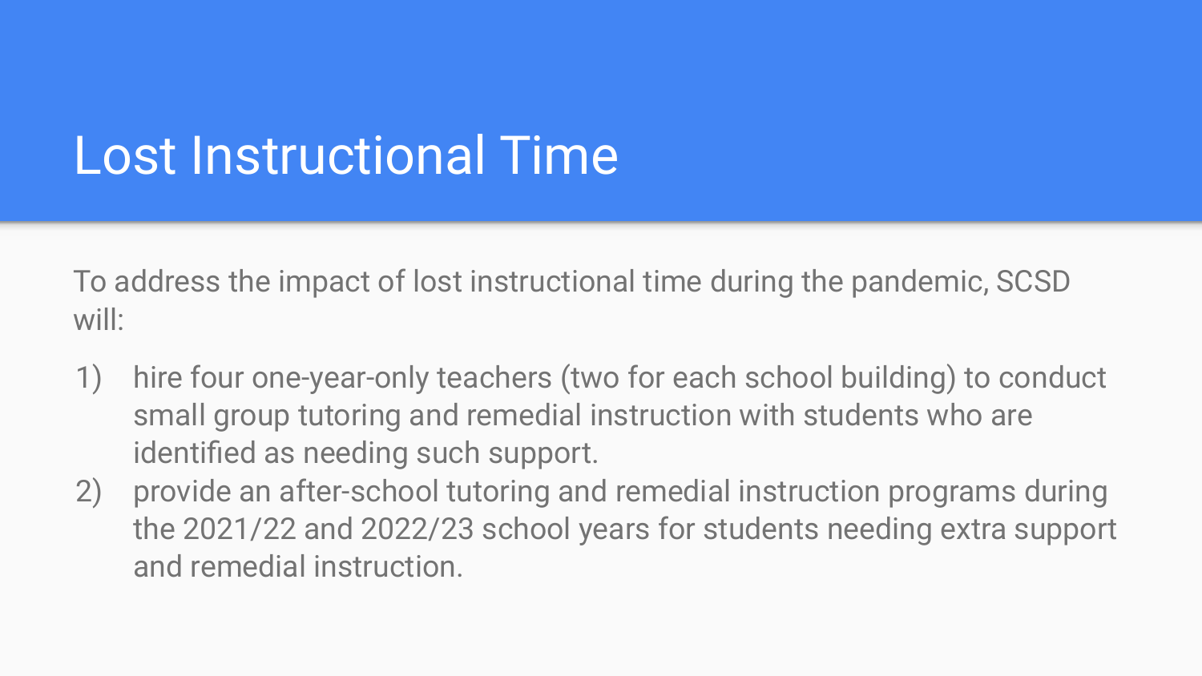# Lost Instructional Time

To address the impact of lost instructional time during the pandemic, SCSD will:

1) hire four one-year-only teachers (two for each school building) to conduct small group tutoring and remedial instruction with students who are identified as needing such support.
2) provide an after-school tutoring and remedial instruction programs during the 2021/22 and 2022/23 school years for students needing extra support and remedial instruction.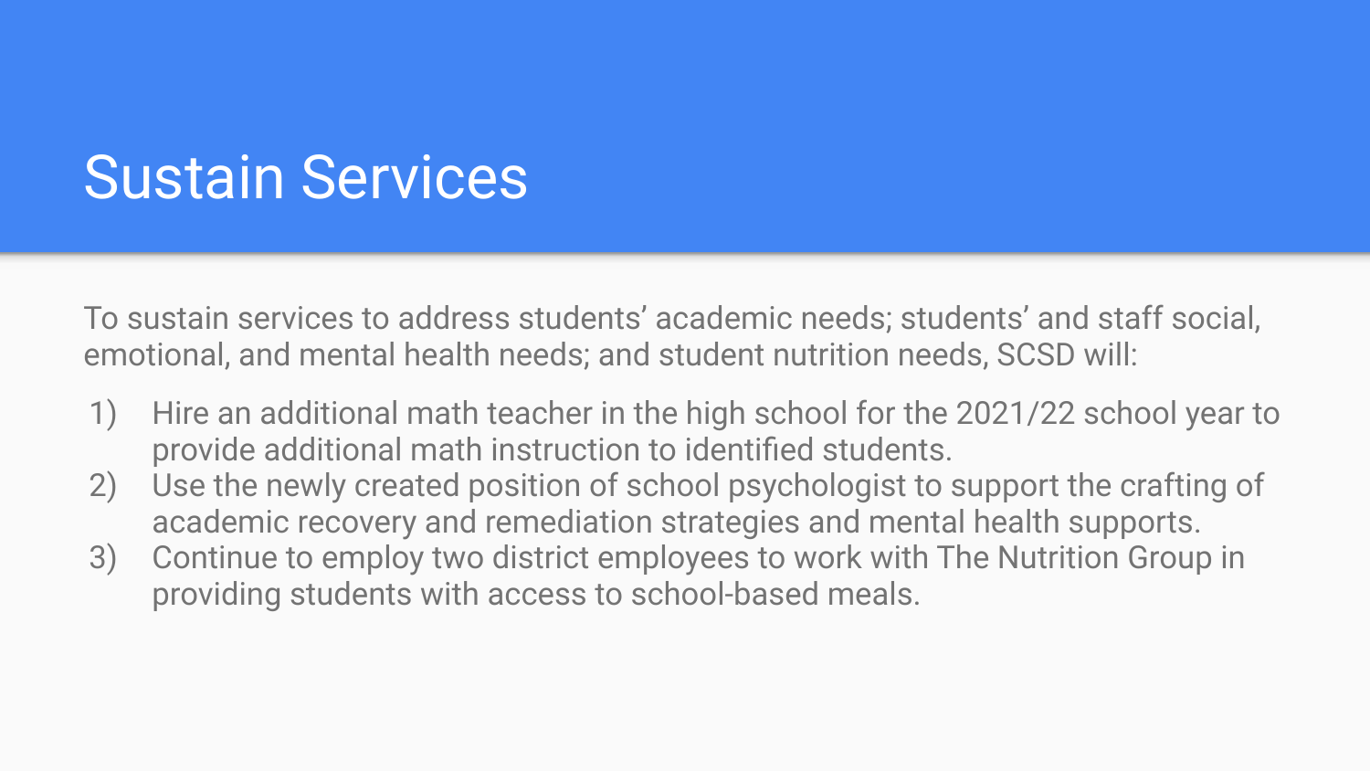# Sustain Services

To sustain services to address students' academic needs; students' and staff social, emotional, and mental health needs; and student nutrition needs, SCSD will:

1) Hire an additional math teacher in the high school for the 2021/22 school year to provide additional math instruction to identified students.
2) Use the newly created position of school psychologist to support the crafting of academic recovery and remediation strategies and mental health supports.
3) Continue to employ two district employees to work with The Nutrition Group in providing students with access to school-based meals.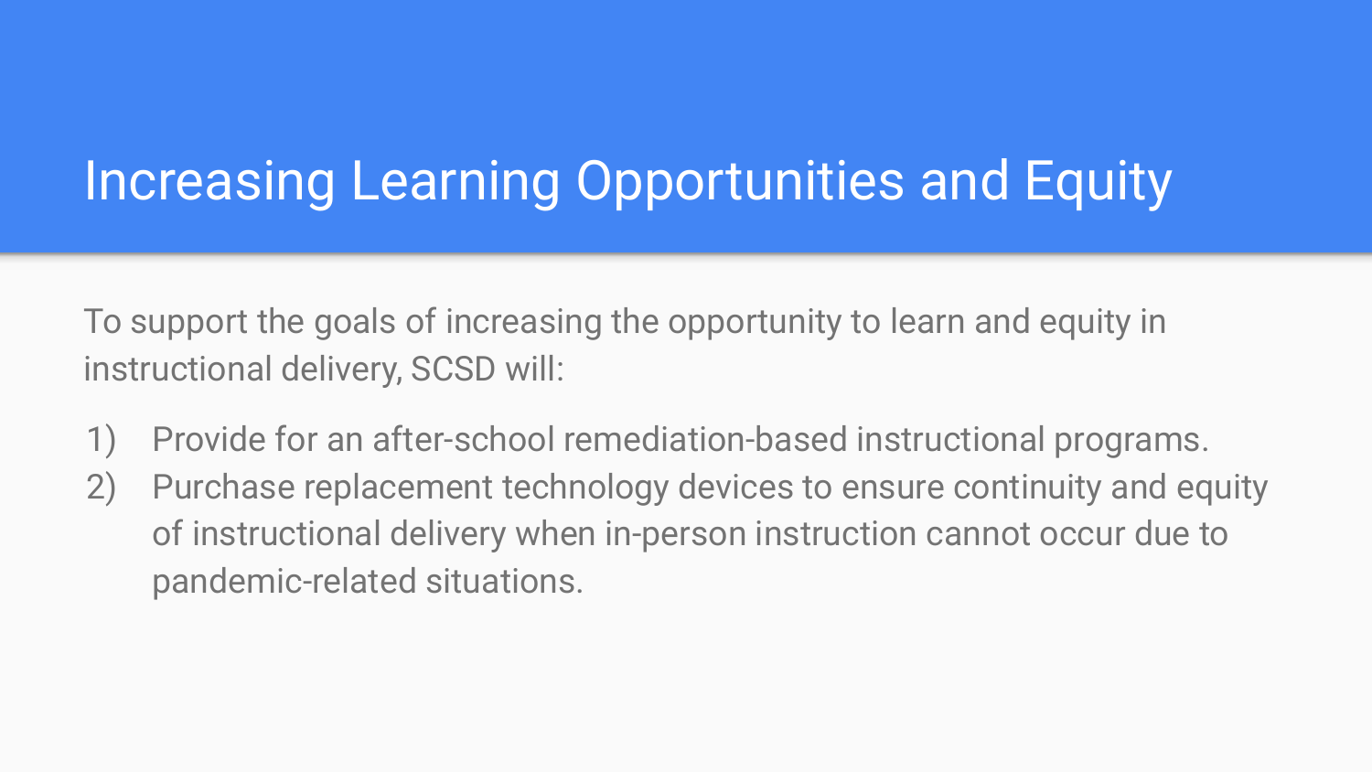# Increasing Learning Opportunities and Equity

To support the goals of increasing the opportunity to learn and equity in instructional delivery, SCSD will:

1) Provide for an after-school remediation-based instructional programs.
2) Purchase replacement technology devices to ensure continuity and equity of instructional delivery when in-person instruction cannot occur due to pandemic-related situations.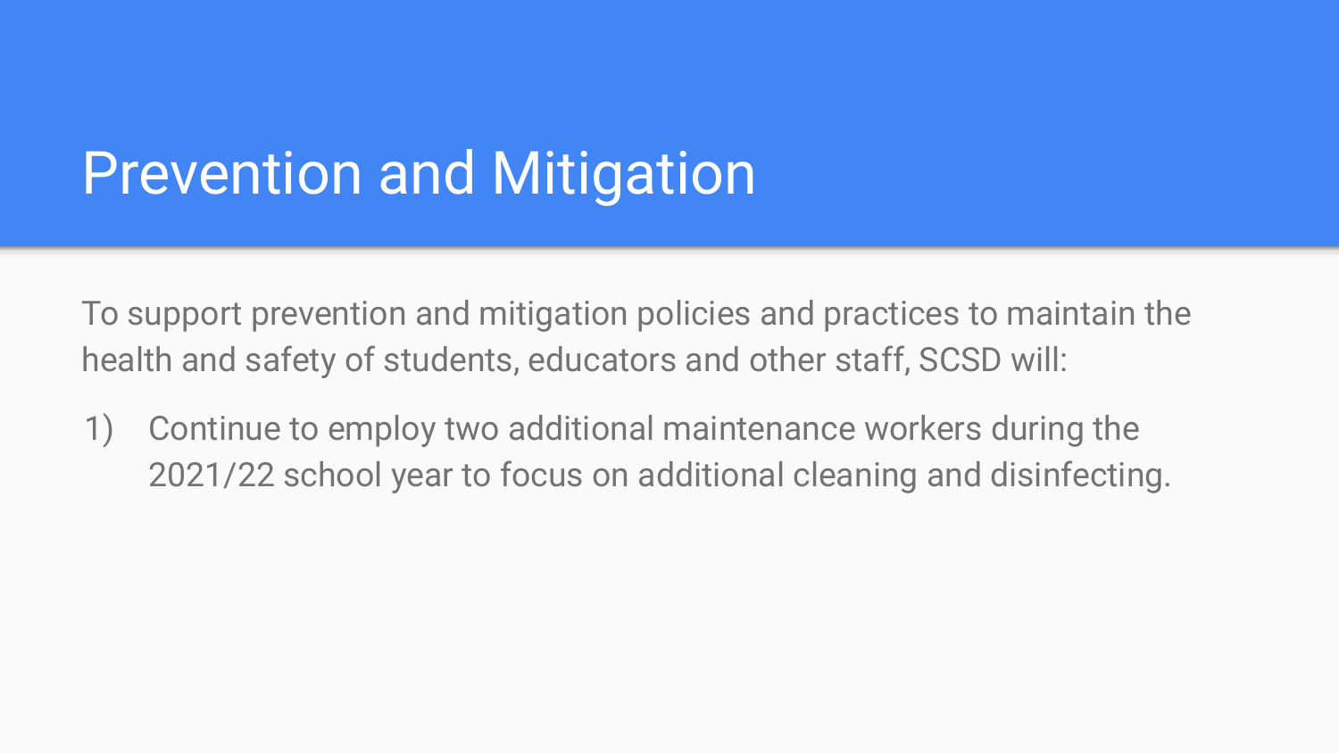# Prevention and Mitigation

To support prevention and mitigation policies and practices to maintain the health and safety of students, educators and other staff, SCSD will:

1) Continue to employ two additional maintenance workers during the 2021/22 school year to focus on additional cleaning and disinfecting.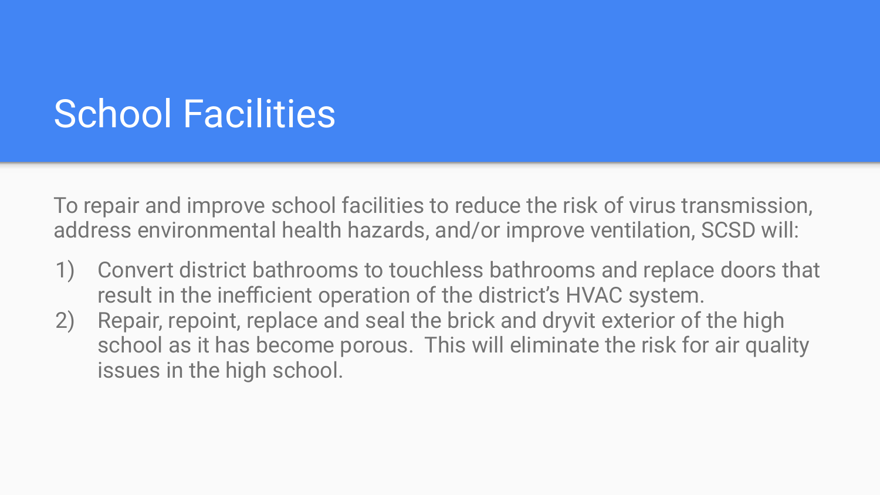# School Facilities

To repair and improve school facilities to reduce the risk of virus transmission, address environmental health hazards, and/or improve ventilation, SCSD will:

1) Convert district bathrooms to touchless bathrooms and replace doors that result in the inefficient operation of the district's HVAC system.
2) Repair, repoint, replace and seal the brick and dryvit exterior of the high school as it has become porous. This will eliminate the risk for air quality issues in the high school.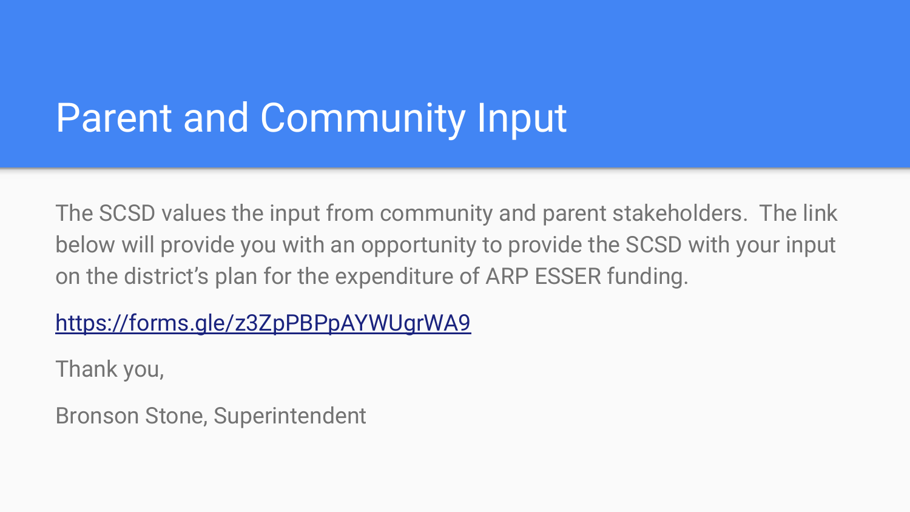# Parent and Community Input

The SCSD values the input from community and parent stakeholders. The link below will provide you with an opportunity to provide the SCSD with your input on the district's plan for the expenditure of ARP ESSER funding.

https://forms.gle/z3ZpPBPpAYWUgrWA9

Thank you,

Bronson Stone, Superintendent